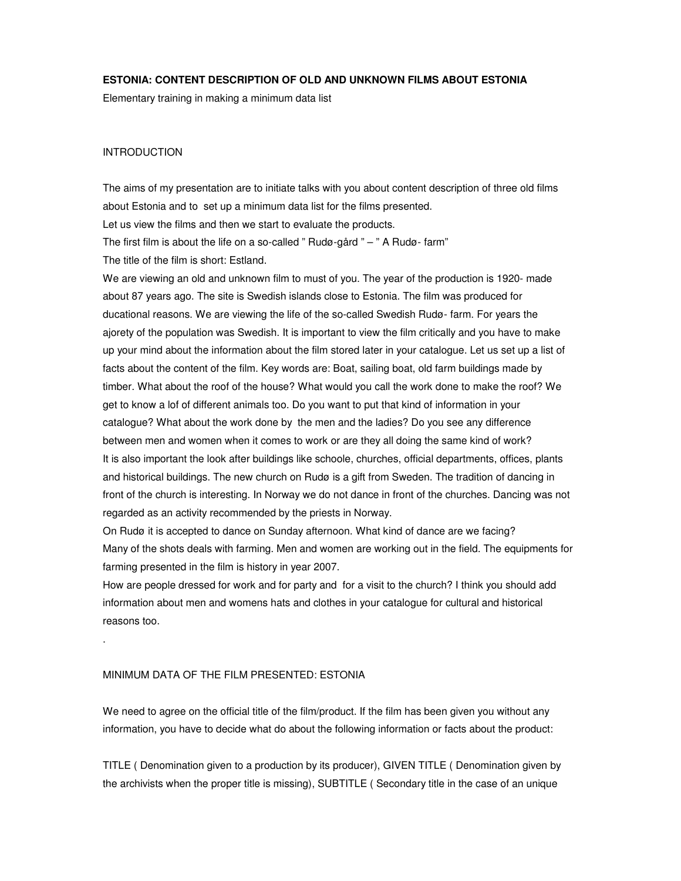**ESTONIA: CONTENT DESCRIPTION OF OLD AND UNKNOWN FILMS ABOUT ESTONIA**

Elementary training in making a minimum data list

INTRODUCTION

The aims of my presentation are to initiate talks with you about content description of three old films about Estonia and to set up a minimum data list for the films presented.

Let us view the films and then we start to evaluate the products.

The first film is about the life on a so-called " Rudø-gård " – " A Rudø- farm"

The title of the film is short: Estland.

We are viewing an old and unknown film to must of you. The year of the production is 1920- made about 87 years ago. The site is Swedish islands close to Estonia. The film was produced for ducational reasons. We are viewing the life of the so-called Swedish Rudø- farm. For years the ajorety of the population was Swedish. It is important to view the film critically and you have to make up your mind about the information about the film stored later in your catalogue. Let us set up a list of facts about the content of the film. Key words are: Boat, sailing boat, old farm buildings made by timber. What about the roof of the house? What would you call the work done to make the roof? We get to know a lof of different animals too. Do you want to put that kind of information in your catalogue? What about the work done by the men and the ladies? Do you see any difference between men and women when it comes to work or are they all doing the same kind of work?

It is also important the look after buildings like schoole, churches, official departments, offices, plants and historical buildings. The new church on Rudø is a gift from Sweden. The tradition of dancing in front of the church is interesting. In Norway we do not dance in front of the churches. Dancing was not regarded as an activity recommended by the priests in Norway.

On Rudø it is accepted to dance on Sunday afternoon. What kind of dance are we facing?

Many of the shots deals with farming. Men and women are working out in the field. The equipments for farming presented in the film is history in year 2007.

How are people dressed for work and for party and for a visit to the church? I think you should add information about men and womens hats and clothes in your catalogue for cultural and historical reasons too.

.

MINIMUM DATA OF THE FILM PRESENTED: ESTONIA

We need to agree on the official title of the film/product. If the film has been given you without any information, you have to decide what do about the following information or facts about the product:

TITLE ( Denomination given to a production by its producer), GIVEN TITLE ( Denomination given by the archivists when the proper title is missing), SUBTITLE ( Secondary title in the case of an unique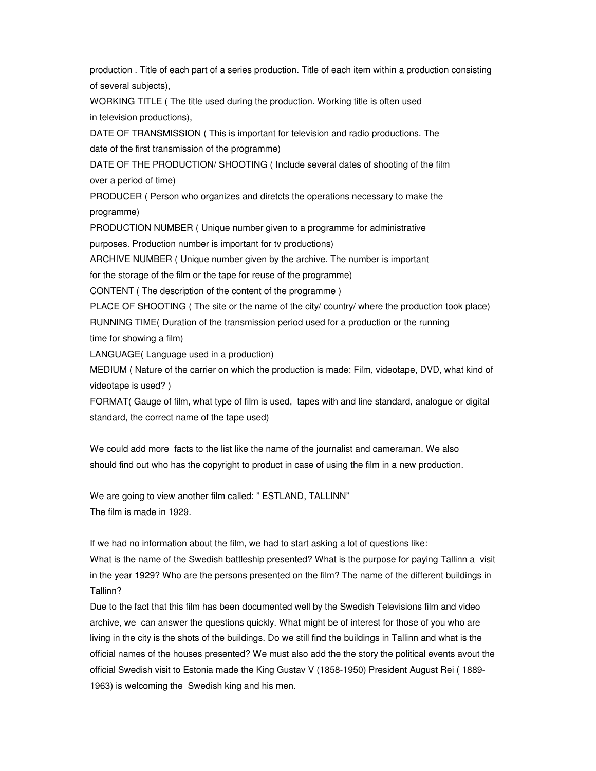production . Title of each part of a series production. Title of each item within a production consisting of several subjects),

WORKING TITLE ( The title used during the production. Working title is often used in television productions),

DATE OF TRANSMISSION ( This is important for television and radio productions. The date of the first transmission of the programme)

DATE OF THE PRODUCTION/ SHOOTING ( Include several dates of shooting of the film over a period of time)

PRODUCER ( Person who organizes and diretcts the operations necessary to make the programme)

PRODUCTION NUMBER ( Unique number given to a programme for administrative purposes. Production number is important for tv productions)

ARCHIVE NUMBER ( Unique number given by the archive. The number is important for the storage of the film or the tape for reuse of the programme)

CONTENT ( The description of the content of the programme )

PLACE OF SHOOTING ( The site or the name of the city/ country/ where the production took place)

RUNNING TIME( Duration of the transmission period used for a production or the running time for showing a film)

LANGUAGE( Language used in a production)

MEDIUM ( Nature of the carrier on which the production is made: Film, videotape, DVD, what kind of videotape is used? )

FORMAT( Gauge of film, what type of film is used, tapes with and line standard, analogue or digital standard, the correct name of the tape used)

We could add more facts to the list like the name of the journalist and cameraman. We also should find out who has the copyright to product in case of using the film in a new production.

We are going to view another film called: " ESTLAND, TALLINN"
The film is made in 1929.

If we had no information about the film, we had to start asking a lot of questions like:
What is the name of the Swedish battleship presented? What is the purpose for paying Tallinn a visit in the year 1929? Who are the persons presented on the film? The name of the different buildings in Tallinn?

Due to the fact that this film has been documented well by the Swedish Televisions film and video archive, we can answer the questions quickly. What might be of interest for those of you who are living in the city is the shots of the buildings. Do we still find the buildings in Tallinn and what is the official names of the houses presented? We must also add the the story the political events avout the official Swedish visit to Estonia made the King Gustav V (1858-1950) President August Rei ( 1889-1963) is welcoming the Swedish king and his men.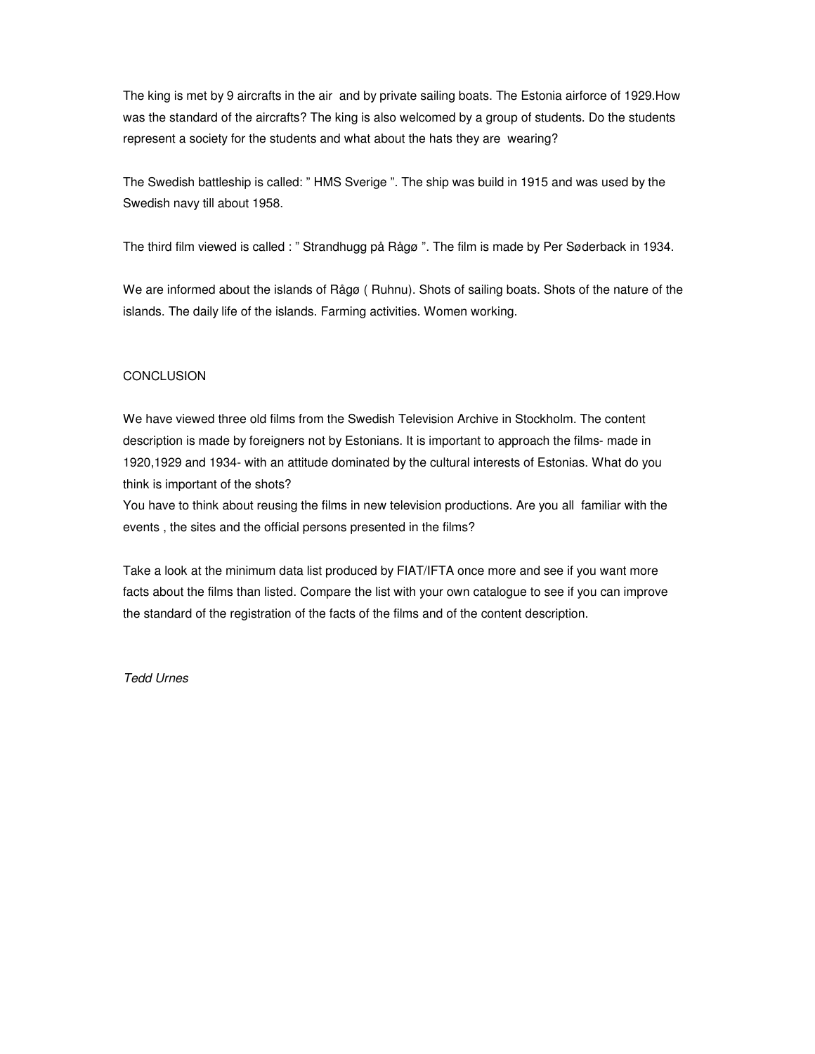The king is met by 9 aircrafts in the air and by private sailing boats. The Estonia airforce of 1929.How was the standard of the aircrafts? The king is also welcomed by a group of students. Do the students represent a society for the students and what about the hats they are wearing?

The Swedish battleship is called: " HMS Sverige ". The ship was build in 1915 and was used by the Swedish navy till about 1958.

The third film viewed is called : " Strandhugg på Rågø ". The film is made by Per Søderback in 1934.

We are informed about the islands of Rågø ( Ruhnu). Shots of sailing boats. Shots of the nature of the islands. The daily life of the islands. Farming activities. Women working.

CONCLUSION

We have viewed three old films from the Swedish Television Archive in Stockholm. The content description is made by foreigners not by Estonians. It is important to approach the films- made in 1920,1929 and 1934- with an attitude dominated by the cultural interests of Estonias. What do you think is important of the shots?
You have to think about reusing the films in new television productions. Are you all familiar with the events , the sites and the official persons presented in the films?

Take a look at the minimum data list produced by FIAT/IFTA once more and see if you want more facts about the films than listed. Compare the list with your own catalogue to see if you can improve the standard of the registration of the facts of the films and of the content description.

*Tedd Urnes*